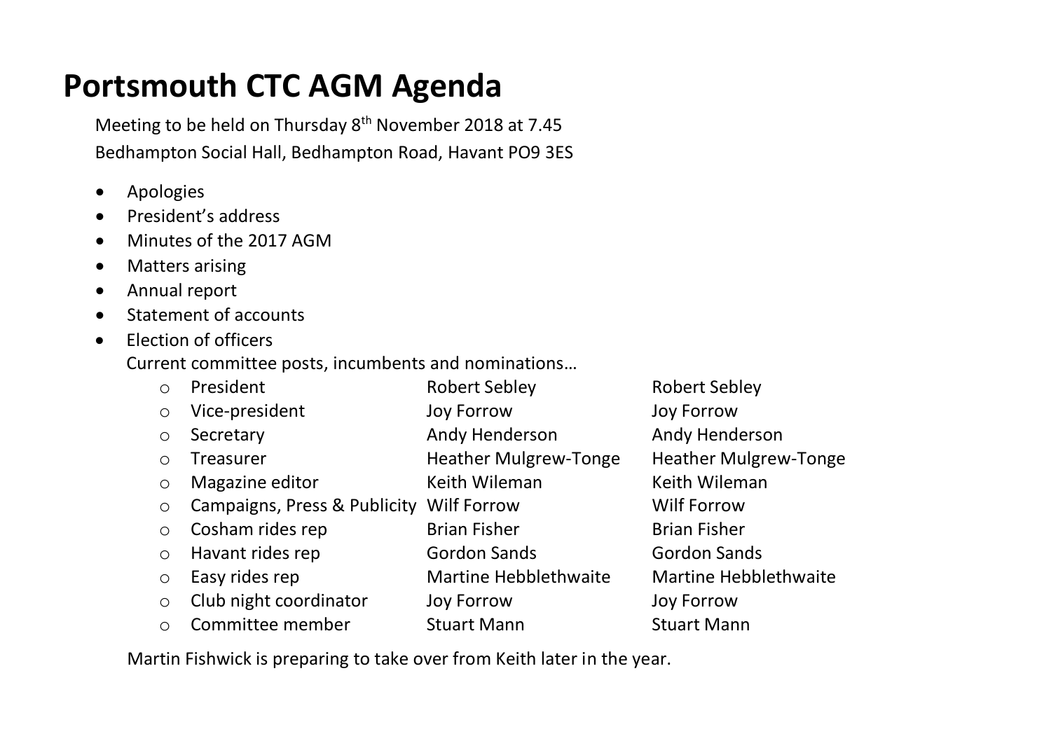# Portsmouth CTC AGM Agenda

Meeting to be held on Thursday 8th November 2018 at 7.45
Bedhampton Social Hall, Bedhampton Road, Havant PO9 3ES

- Apologies
- President's address
- Minutes of the 2017 AGM
- Matters arising
- Annual report
- Statement of accounts
- Election of officers

  Current committee posts, incumbents and nominations…

| Post | Incumbent | Nomination |
|---|---|---|
| President | Robert Sebley | Robert Sebley |
| Vice-president | Joy Forrow | Joy Forrow |
| Secretary | Andy Henderson | Andy Henderson |
| Treasurer | Heather Mulgrew-Tonge | Heather Mulgrew-Tonge |
| Magazine editor | Keith Wileman | Keith Wileman |
| Campaigns, Press & Publicity | Wilf Forrow | Wilf Forrow |
| Cosham rides rep | Brian Fisher | Brian Fisher |
| Havant rides rep | Gordon Sands | Gordon Sands |
| Easy rides rep | Martine Hebblethwaite | Martine Hebblethwaite |
| Club night coordinator | Joy Forrow | Joy Forrow |
| Committee member | Stuart Mann | Stuart Mann |

Martin Fishwick is preparing to take over from Keith later in the year.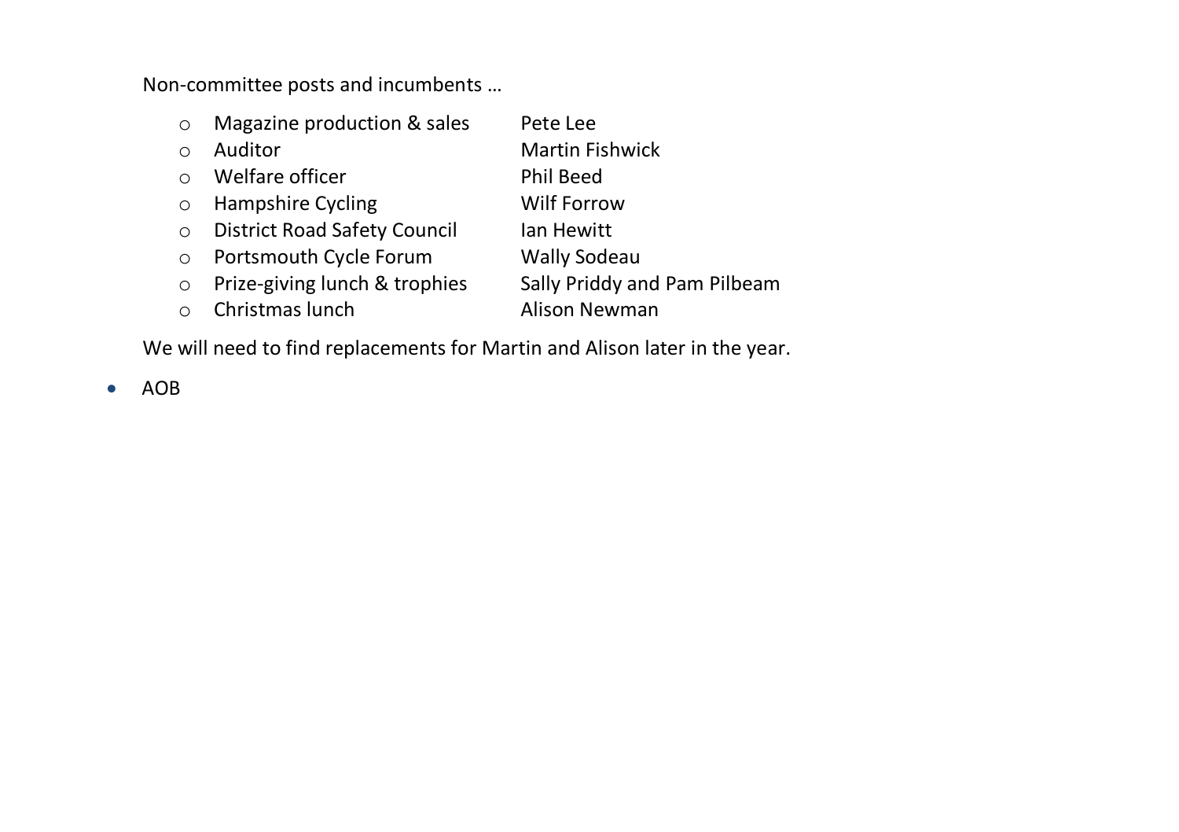Non-committee posts and incumbents …

- Magazine production & sales — Pete Lee
- Auditor — Martin Fishwick
- Welfare officer — Phil Beed
- Hampshire Cycling — Wilf Forrow
- District Road Safety Council — Ian Hewitt
- Portsmouth Cycle Forum — Wally Sodeau
- Prize-giving lunch & trophies — Sally Priddy and Pam Pilbeam
- Christmas lunch — Alison Newman

We will need to find replacements for Martin and Alison later in the year.

- AOB